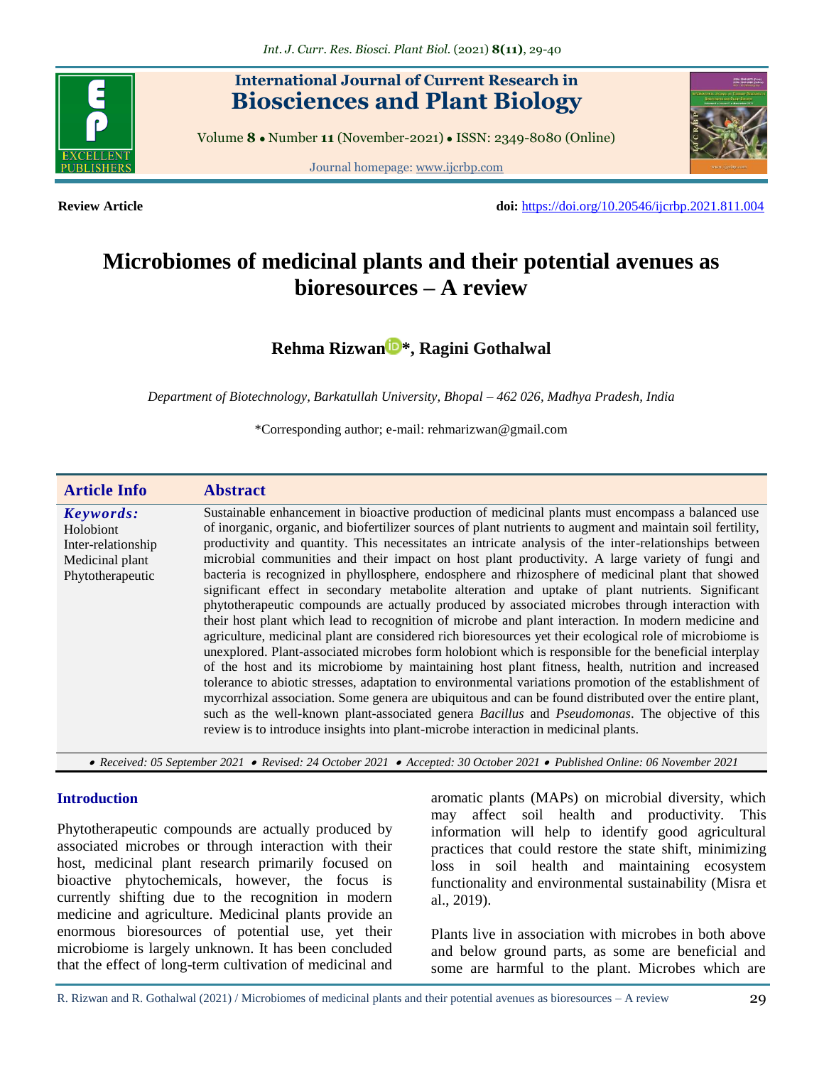**Review Article**

**doi:** https://doi.org/10.20546/ijcrbp.2021.811.004

# Microbiomes of medicinal plants and their potential avenues as bioresources – A review

**Rehma Rizwan*, Ragini Gothalwal**

*Department of Biotechnology, Barkatullah University, Bhopal – 462 026, Madhya Pradesh, India*

*Corresponding author; e-mail: rehmarizwan@gmail.com

## Article Info

***Keywords:***
Holobiont
Inter-relationship
Medicinal plant
Phytotherapeutic

## Abstract

Sustainable enhancement in bioactive production of medicinal plants must encompass a balanced use of inorganic, organic, and biofertilizer sources of plant nutrients to augment and maintain soil fertility, productivity and quantity. This necessitates an intricate analysis of the inter-relationships between microbial communities and their impact on host plant productivity. A large variety of fungi and bacteria is recognized in phyllosphere, endosphere and rhizosphere of medicinal plant that showed significant effect in secondary metabolite alteration and uptake of plant nutrients. Significant phytotherapeutic compounds are actually produced by associated microbes through interaction with their host plant which lead to recognition of microbe and plant interaction. In modern medicine and agriculture, medicinal plant are considered rich bioresources yet their ecological role of microbiome is unexplored. Plant-associated microbes form holobiont which is responsible for the beneficial interplay of the host and its microbiome by maintaining host plant fitness, health, nutrition and increased tolerance to abiotic stresses, adaptation to environmental variations promotion of the establishment of mycorrhizal association. Some genera are ubiquitous and can be found distributed over the entire plant, such as the well-known plant-associated genera *Bacillus* and *Pseudomonas*. The objective of this review is to introduce insights into plant-microbe interaction in medicinal plants.

*• Received: 05 September 2021 • Revised: 24 October 2021 • Accepted: 30 October 2021 • Published Online: 06 November 2021*

## Introduction

Phytotherapeutic compounds are actually produced by associated microbes or through interaction with their host, medicinal plant research primarily focused on bioactive phytochemicals, however, the focus is currently shifting due to the recognition in modern medicine and agriculture. Medicinal plants provide an enormous bioresources of potential use, yet their microbiome is largely unknown. It has been concluded that the effect of long-term cultivation of medicinal and aromatic plants (MAPs) on microbial diversity, which may affect soil health and productivity. This information will help to identify good agricultural practices that could restore the state shift, minimizing loss in soil health and maintaining ecosystem functionality and environmental sustainability (Misra et al., 2019).

Plants live in association with microbes in both above and below ground parts, as some are beneficial and some are harmful to the plant. Microbes which are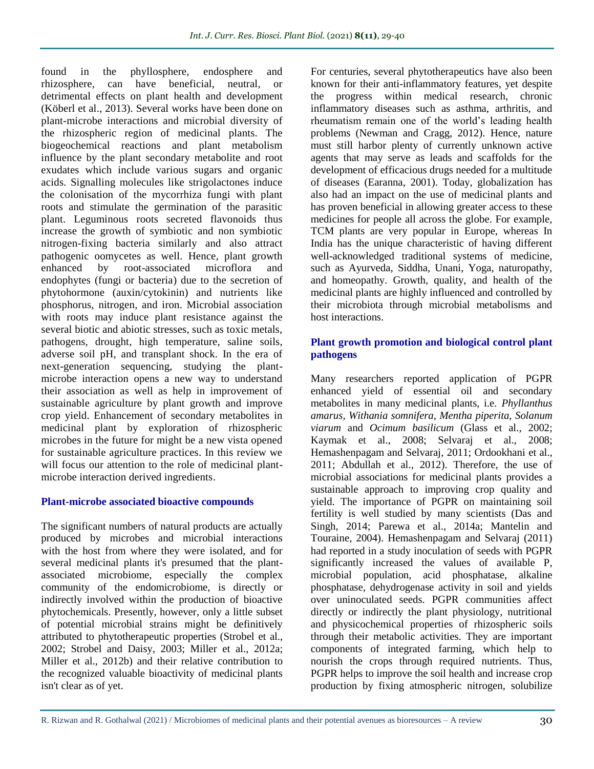found in the phyllosphere, endosphere and rhizosphere, can have beneficial, neutral, or detrimental effects on plant health and development (Köberl et al., 2013). Several works have been done on plant-microbe interactions and microbial diversity of the rhizospheric region of medicinal plants. The biogeochemical reactions and plant metabolism influence by the plant secondary metabolite and root exudates which include various sugars and organic acids. Signalling molecules like strigolactones induce the colonisation of the mycorrhiza fungi with plant roots and stimulate the germination of the parasitic plant. Leguminous roots secreted flavonoids thus increase the growth of symbiotic and non symbiotic nitrogen-fixing bacteria similarly and also attract pathogenic oomycetes as well. Hence, plant growth enhanced by root-associated microflora and endophytes (fungi or bacteria) due to the secretion of phytohormone (auxin/cytokinin) and nutrients like phosphorus, nitrogen, and iron. Microbial association with roots may induce plant resistance against the several biotic and abiotic stresses, such as toxic metals, pathogens, drought, high temperature, saline soils, adverse soil pH, and transplant shock. In the era of next-generation sequencing, studying the plant-microbe interaction opens a new way to understand their association as well as help in improvement of sustainable agriculture by plant growth and improve crop yield. Enhancement of secondary metabolites in medicinal plant by exploration of rhizospheric microbes in the future for might be a new vista opened for sustainable agriculture practices. In this review we will focus our attention to the role of medicinal plant-microbe interaction derived ingredients.

## Plant-microbe associated bioactive compounds

The significant numbers of natural products are actually produced by microbes and microbial interactions with the host from where they were isolated, and for several medicinal plants it's presumed that the plant-associated microbiome, especially the complex community of the endomicrobiome, is directly or indirectly involved within the production of bioactive phytochemicals. Presently, however, only a little subset of potential microbial strains might be definitively attributed to phytotherapeutic properties (Strobel et al., 2002; Strobel and Daisy, 2003; Miller et al., 2012a; Miller et al., 2012b) and their relative contribution to the recognized valuable bioactivity of medicinal plants isn't clear as of yet.

For centuries, several phytotherapeutics have also been known for their anti-inflammatory features, yet despite the progress within medical research, chronic inflammatory diseases such as asthma, arthritis, and rheumatism remain one of the world's leading health problems (Newman and Cragg, 2012). Hence, nature must still harbor plenty of currently unknown active agents that may serve as leads and scaffolds for the development of efficacious drugs needed for a multitude of diseases (Earanna, 2001). Today, globalization has also had an impact on the use of medicinal plants and has proven beneficial in allowing greater access to these medicines for people all across the globe. For example, TCM plants are very popular in Europe, whereas In India has the unique characteristic of having different well-acknowledged traditional systems of medicine, such as Ayurveda, Siddha, Unani, Yoga, naturopathy, and homeopathy. Growth, quality, and health of the medicinal plants are highly influenced and controlled by their microbiota through microbial metabolisms and host interactions.

## Plant growth promotion and biological control plant pathogens

Many researchers reported application of PGPR enhanced yield of essential oil and secondary metabolites in many medicinal plants, i.e. *Phyllanthus amarus, Withania somnifera, Mentha piperita, Solanum viarum* and *Ocimum basilicum* (Glass et al., 2002; Kaymak et al., 2008; Selvaraj et al., 2008; Hemashenpagam and Selvaraj, 2011; Ordookhani et al., 2011; Abdullah et al., 2012). Therefore, the use of microbial associations for medicinal plants provides a sustainable approach to improving crop quality and yield. The importance of PGPR on maintaining soil fertility is well studied by many scientists (Das and Singh, 2014; Parewa et al., 2014a; Mantelin and Touraine, 2004). Hemashenpagam and Selvaraj (2011) had reported in a study inoculation of seeds with PGPR significantly increased the values of available P, microbial population, acid phosphatase, alkaline phosphatase, dehydrogenase activity in soil and yields over uninoculated seeds. PGPR communities affect directly or indirectly the plant physiology, nutritional and physicochemical properties of rhizospheric soils through their metabolic activities. They are important components of integrated farming, which help to nourish the crops through required nutrients. Thus, PGPR helps to improve the soil health and increase crop production by fixing atmospheric nitrogen, solubilize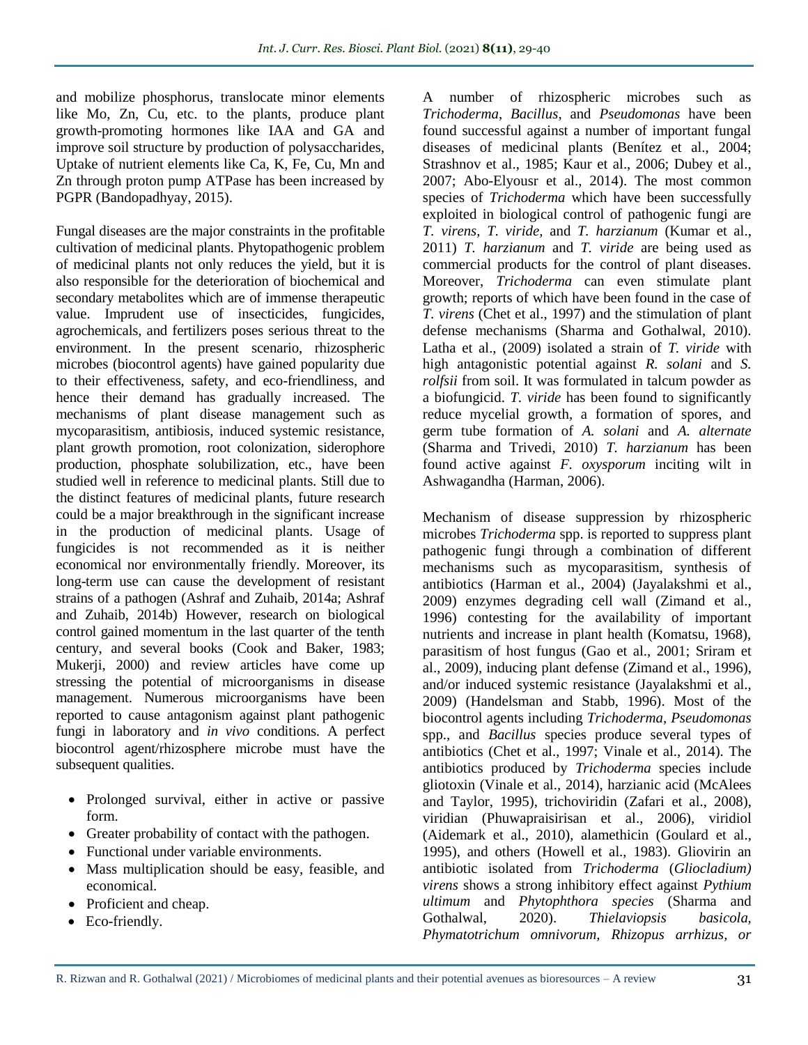and mobilize phosphorus, translocate minor elements like Mo, Zn, Cu, etc. to the plants, produce plant growth-promoting hormones like IAA and GA and improve soil structure by production of polysaccharides, Uptake of nutrient elements like Ca, K, Fe, Cu, Mn and Zn through proton pump ATPase has been increased by PGPR (Bandopadhyay, 2015).

Fungal diseases are the major constraints in the profitable cultivation of medicinal plants. Phytopathogenic problem of medicinal plants not only reduces the yield, but it is also responsible for the deterioration of biochemical and secondary metabolites which are of immense therapeutic value. Imprudent use of insecticides, fungicides, agrochemicals, and fertilizers poses serious threat to the environment. In the present scenario, rhizospheric microbes (biocontrol agents) have gained popularity due to their effectiveness, safety, and eco-friendliness, and hence their demand has gradually increased. The mechanisms of plant disease management such as mycoparasitism, antibiosis, induced systemic resistance, plant growth promotion, root colonization, siderophore production, phosphate solubilization, etc., have been studied well in reference to medicinal plants. Still due to the distinct features of medicinal plants, future research could be a major breakthrough in the significant increase in the production of medicinal plants. Usage of fungicides is not recommended as it is neither economical nor environmentally friendly. Moreover, its long-term use can cause the development of resistant strains of a pathogen (Ashraf and Zuhaib, 2014a; Ashraf and Zuhaib, 2014b) However, research on biological control gained momentum in the last quarter of the tenth century, and several books (Cook and Baker, 1983; Mukerji, 2000) and review articles have come up stressing the potential of microorganisms in disease management. Numerous microorganisms have been reported to cause antagonism against plant pathogenic fungi in laboratory and *in vivo* conditions. A perfect biocontrol agent/rhizosphere microbe must have the subsequent qualities.

- Prolonged survival, either in active or passive form.
- Greater probability of contact with the pathogen.
- Functional under variable environments.
- Mass multiplication should be easy, feasible, and economical.
- Proficient and cheap.
- Eco-friendly.

A number of rhizospheric microbes such as *Trichoderma*, *Bacillus*, and *Pseudomonas* have been found successful against a number of important fungal diseases of medicinal plants (Benítez et al., 2004; Strashnov et al., 1985; Kaur et al., 2006; Dubey et al., 2007; Abo-Elyousr et al., 2014). The most common species of *Trichoderma* which have been successfully exploited in biological control of pathogenic fungi are *T. virens*, *T. viride,* and *T. harzianum* (Kumar et al., 2011) *T. harzianum* and *T. viride* are being used as commercial products for the control of plant diseases. Moreover, *Trichoderma* can even stimulate plant growth; reports of which have been found in the case of *T. virens* (Chet et al., 1997) and the stimulation of plant defense mechanisms (Sharma and Gothalwal, 2010). Latha et al., (2009) isolated a strain of *T. viride* with high antagonistic potential against *R. solani* and *S. rolfsii* from soil. It was formulated in talcum powder as a biofungicid. *T. viride* has been found to significantly reduce mycelial growth, a formation of spores, and germ tube formation of *A. solani* and *A. alternate* (Sharma and Trivedi, 2010) *T. harzianum* has been found active against *F. oxysporum* inciting wilt in Ashwagandha (Harman, 2006).

Mechanism of disease suppression by rhizospheric microbes *Trichoderma* spp. is reported to suppress plant pathogenic fungi through a combination of different mechanisms such as mycoparasitism, synthesis of antibiotics (Harman et al., 2004) (Jayalakshmi et al., 2009) enzymes degrading cell wall (Zimand et al., 1996) contesting for the availability of important nutrients and increase in plant health (Komatsu, 1968), parasitism of host fungus (Gao et al., 2001; Sriram et al., 2009), inducing plant defense (Zimand et al., 1996), and/or induced systemic resistance (Jayalakshmi et al., 2009) (Handelsman and Stabb, 1996). Most of the biocontrol agents including *Trichoderma*, *Pseudomonas* spp., and *Bacillus* species produce several types of antibiotics (Chet et al., 1997; Vinale et al., 2014). The antibiotics produced by *Trichoderma* species include gliotoxin (Vinale et al., 2014), harzianic acid (McAlees and Taylor, 1995), trichoviridin (Zafari et al., 2008), viridian (Phuwapraisirisan et al., 2006), viridiol (Aidemark et al., 2010), alamethicin (Goulard et al., 1995), and others (Howell et al., 1983). Gliovirin an antibiotic isolated from *Trichoderma* (*Gliocladium) virens* shows a strong inhibitory effect against *Pythium ultimum* and *Phytophthora species* (Sharma and Gothalwal, 2020). *Thielaviopsis basicola, Phymatotrichum omnivorum, Rhizopus arrhizus, or*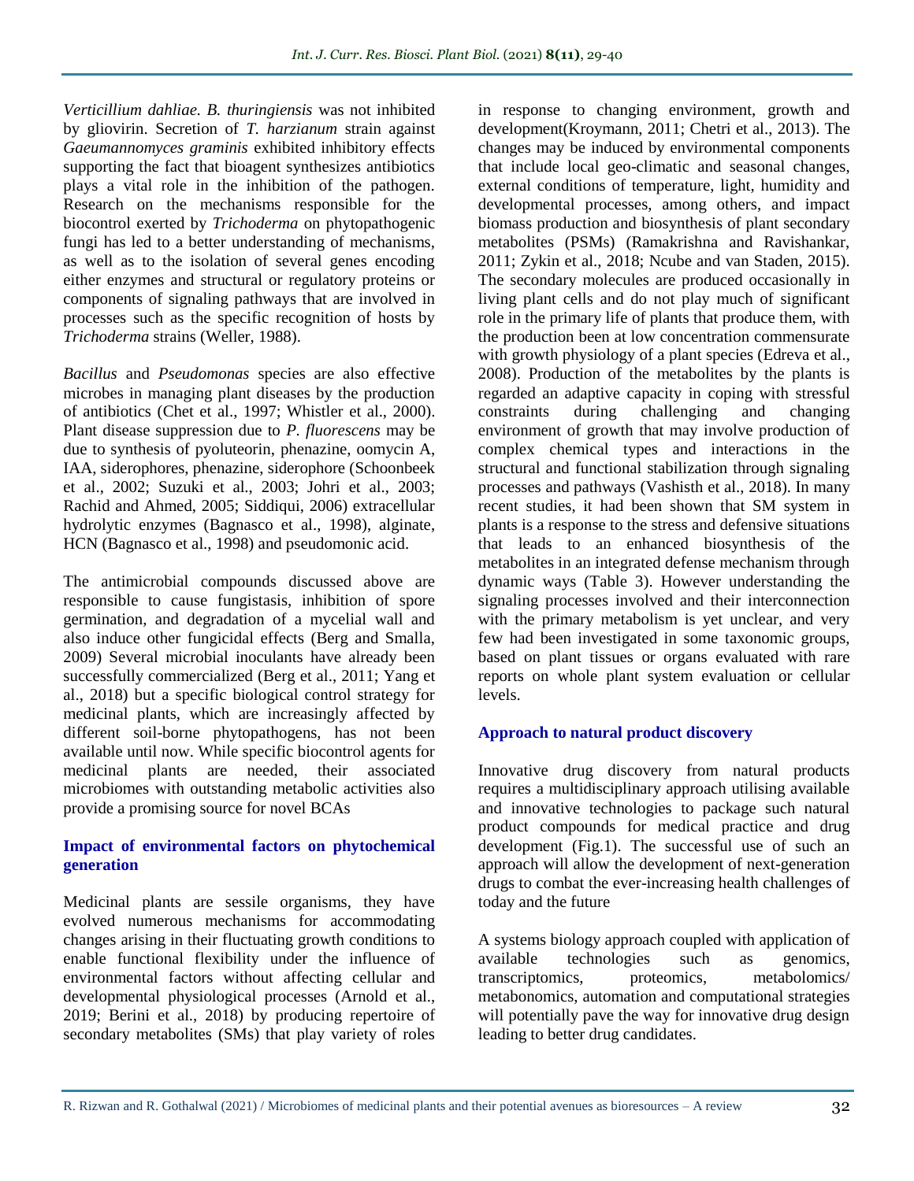*Verticillium dahliae. B. thuringiensis* was not inhibited by gliovirin. Secretion of *T. harzianum* strain against *Gaeumannomyces graminis* exhibited inhibitory effects supporting the fact that bioagent synthesizes antibiotics plays a vital role in the inhibition of the pathogen. Research on the mechanisms responsible for the biocontrol exerted by *Trichoderma* on phytopathogenic fungi has led to a better understanding of mechanisms, as well as to the isolation of several genes encoding either enzymes and structural or regulatory proteins or components of signaling pathways that are involved in processes such as the specific recognition of hosts by *Trichoderma* strains (Weller, 1988).

*Bacillus* and *Pseudomonas* species are also effective microbes in managing plant diseases by the production of antibiotics (Chet et al., 1997; Whistler et al., 2000). Plant disease suppression due to *P. fluorescens* may be due to synthesis of pyoluteorin, phenazine, oomycin A, IAA, siderophores, phenazine, siderophore (Schoonbeek et al., 2002; Suzuki et al., 2003; Johri et al., 2003; Rachid and Ahmed, 2005; Siddiqui, 2006) extracellular hydrolytic enzymes (Bagnasco et al., 1998), alginate, HCN (Bagnasco et al., 1998) and pseudomonic acid.

The antimicrobial compounds discussed above are responsible to cause fungistasis, inhibition of spore germination, and degradation of a mycelial wall and also induce other fungicidal effects (Berg and Smalla, 2009) Several microbial inoculants have already been successfully commercialized (Berg et al., 2011; Yang et al., 2018) but a specific biological control strategy for medicinal plants, which are increasingly affected by different soil-borne phytopathogens, has not been available until now. While specific biocontrol agents for medicinal plants are needed, their associated microbiomes with outstanding metabolic activities also provide a promising source for novel BCAs

## Impact of environmental factors on phytochemical generation

Medicinal plants are sessile organisms, they have evolved numerous mechanisms for accommodating changes arising in their fluctuating growth conditions to enable functional flexibility under the influence of environmental factors without affecting cellular and developmental physiological processes (Arnold et al., 2019; Berini et al., 2018) by producing repertoire of secondary metabolites (SMs) that play variety of roles in response to changing environment, growth and development(Kroymann, 2011; Chetri et al., 2013). The changes may be induced by environmental components that include local geo-climatic and seasonal changes, external conditions of temperature, light, humidity and developmental processes, among others, and impact biomass production and biosynthesis of plant secondary metabolites (PSMs) (Ramakrishna and Ravishankar, 2011; Zykin et al., 2018; Ncube and van Staden, 2015). The secondary molecules are produced occasionally in living plant cells and do not play much of significant role in the primary life of plants that produce them, with the production been at low concentration commensurate with growth physiology of a plant species (Edreva et al., 2008). Production of the metabolites by the plants is regarded an adaptive capacity in coping with stressful constraints during challenging and changing environment of growth that may involve production of complex chemical types and interactions in the structural and functional stabilization through signaling processes and pathways (Vashisth et al., 2018). In many recent studies, it had been shown that SM system in plants is a response to the stress and defensive situations that leads to an enhanced biosynthesis of the metabolites in an integrated defense mechanism through dynamic ways (Table 3). However understanding the signaling processes involved and their interconnection with the primary metabolism is yet unclear, and very few had been investigated in some taxonomic groups, based on plant tissues or organs evaluated with rare reports on whole plant system evaluation or cellular levels.

## Approach to natural product discovery

Innovative drug discovery from natural products requires a multidisciplinary approach utilising available and innovative technologies to package such natural product compounds for medical practice and drug development (Fig.1). The successful use of such an approach will allow the development of next-generation drugs to combat the ever-increasing health challenges of today and the future

A systems biology approach coupled with application of available technologies such as genomics, transcriptomics, proteomics, metabolomics/ metabonomics, automation and computational strategies will potentially pave the way for innovative drug design leading to better drug candidates.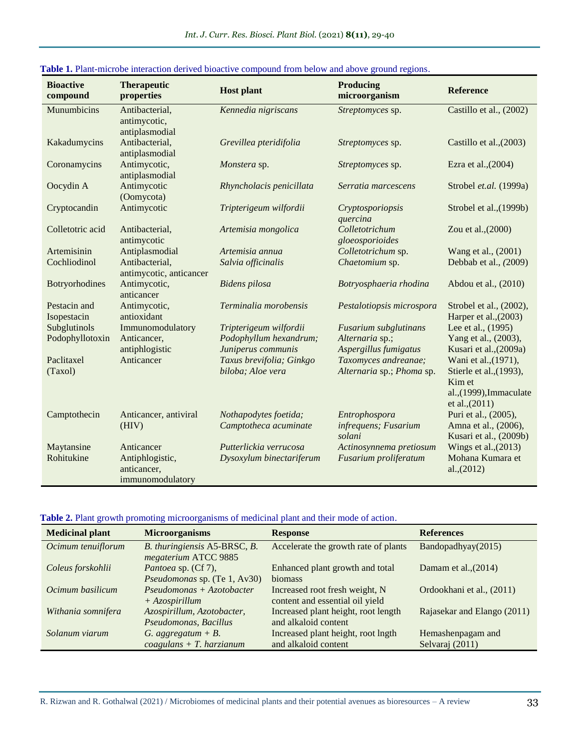**Table 1.** Plant-microbe interaction derived bioactive compound from below and above ground regions.

| Bioactive compound | Therapeutic properties | Host plant | Producing microorganism | Reference |
|---|---|---|---|---|
| Munumbicins | Antibacterial, antimycotic, antiplasmodial | *Kennedia nigriscans* | *Streptomyces* sp. | Castillo et al., (2002) |
| Kakadumycins | Antibacterial, antiplasmodial | *Grevillea pteridifolia* | *Streptomyces* sp. | Castillo et al.,(2003) |
| Coronamycins | Antimycotic, antiplasmodial | *Monstera* sp. | *Streptomyces* sp. | Ezra et al.,(2004) |
| Oocydin A | Antimycotic (Oomycota) | *Rhyncholacis penicillata* | *Serratia marcescens* | Strobel *et.al.* (1999a) |
| Cryptocandin | Antimycotic | *Tripterigeum wilfordii* | *Cryptosporiopsis quercina* | Strobel et al.,(1999b) |
| Colletotric acid | Antibacterial, antimycotic | *Artemisia mongolica* | *Colletotrichum gloeosporioides* | Zou et al.,(2000) |
| Artemisinin | Antiplasmodial | *Artemisia annua* | *Colletotrichum* sp. | Wang et al., (2001) |
| Cochliodinol | Antibacterial, antimycotic, anticancer | *Salvia officinalis* | *Chaetomium* sp. | Debbab et al., *(*2009) |
| Botryorhodines | Antimycotic, anticancer | *Bidens pilosa* | *Botryosphaeria rhodina* | Abdou et al., (2010) |
| Pestacin and Isopestacin | Antimycotic, antioxidant | *Terminalia morobensis* | *Pestalotiopsis microspora* | Strobel et al., (2002), Harper et al.,(2003) |
| Subglutinols | Immunomodulatory | *Tripterigeum wilfordii* | *Fusarium subglutinans* | Lee et al., (1995) |
| Podophyllotoxin | Anticancer, antiphlogistic | *Podophyllum hexandrum; Juniperus communis* | *Alternaria* sp.; *Aspergillus fumigatus* | Yang et al., (2003), Kusari et al.,(2009a) |
| Paclitaxel (Taxol) | Anticancer | *Taxus brevifolia; Ginkgo biloba; Aloe vera* | *Taxomyces andreanae; Alternaria* sp.; *Phoma* sp. | Wani et al.,(1971), Stierle et al.,(1993), Kim et al.,(1999),Immaculate et al.,(2011) |
| Camptothecin | Anticancer, antiviral (HIV) | *Nothapodytes foetida; Camptotheca acuminate* | *Entrophospora infrequens; Fusarium solani* | Puri et al., (2005), Amna et al., (2006), Kusari et al., (2009b) |
| Maytansine | Anticancer | *Putterlickia verrucosa* | *Actinosynnema pretiosum* | Wings et al.,(2013) |
| Rohitukine | Antiphlogistic, anticancer, immunomodulatory | *Dysoxylum binectariferum* | *Fusarium proliferatum* | Mohana Kumara et al.,(2012) |

**Table 2.** Plant growth promoting microorganisms of medicinal plant and their mode of action.

| Medicinal plant | Microorganisms | Response | References |
|---|---|---|---|
| *Ocimum tenuiflorum* | *B. thuringiensis* A5-BRSC, *B. megaterium* ATCC 9885 | Accelerate the growth rate of plants | Bandopadhyay(2015) |
| *Coleus forskohlii* | *Pantoea* sp. (Cf 7), *Pseudomonas* sp. (Te 1, Av30) | Enhanced plant growth and total biomass | Damam et al.,(2014) |
| *Ocimum basilicum* | *Pseudomonas + Azotobacter + Azospirillum* | Increased root fresh weight, N content and essential oil yield | Ordookhani et al., (2011) |
| *Withania somnifera* | *Azospirillum, Azotobacter, Pseudomonas, Bacillus* | Increased plant height, root length and alkaloid content | Rajasekar and Elango (2011) |
| *Solanum viarum* | *G. aggregatum + B. coagulans + T. harzianum* | Increased plant height, root lngth and alkaloid content | Hemashenpagam and Selvaraj (2011) |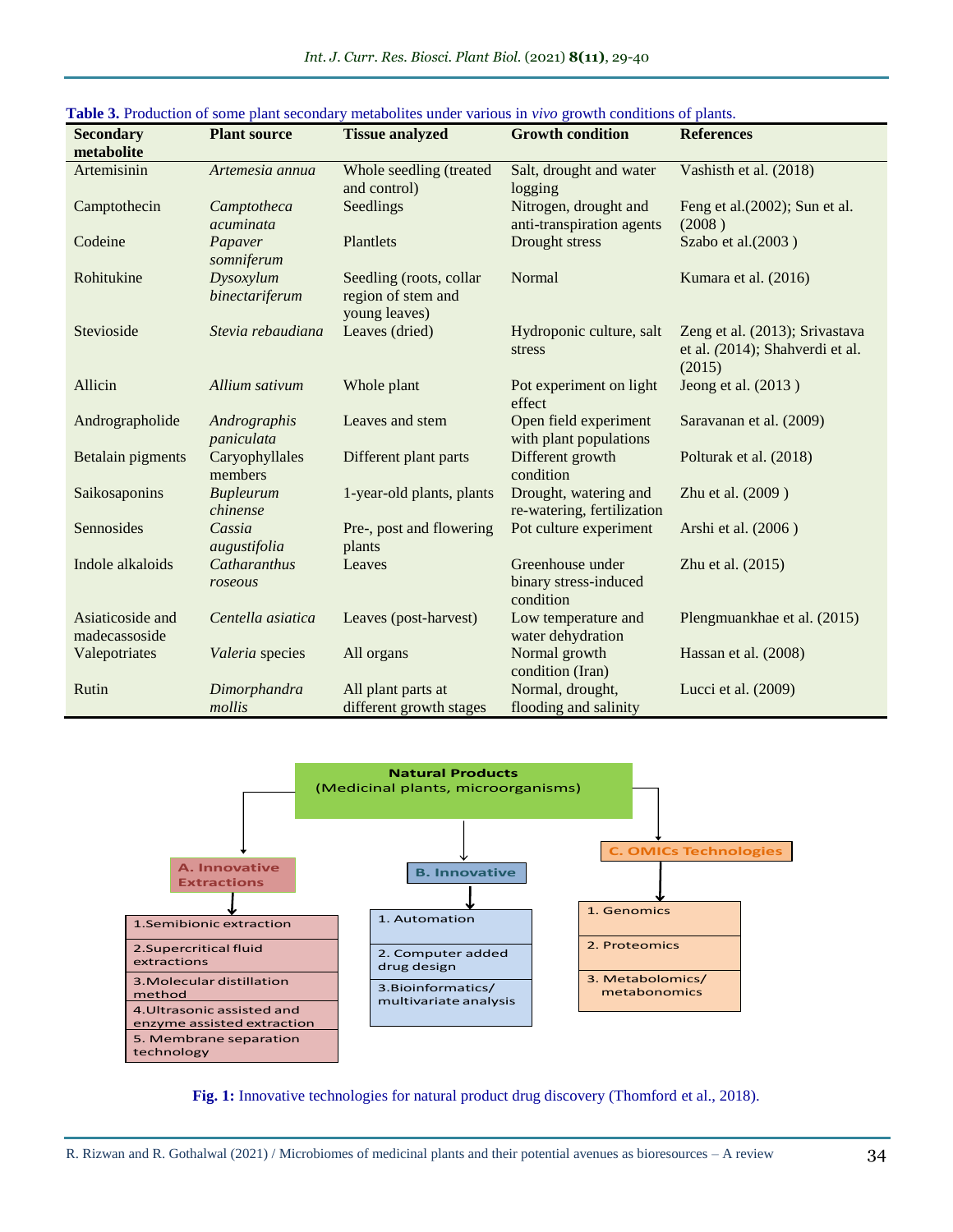**Table 3.** Production of some plant secondary metabolites under various in *vivo* growth conditions of plants.

| Secondary metabolite | Plant source | Tissue analyzed | Growth condition | References |
|---|---|---|---|---|
| Artemisinin | *Artemesia annua* | Whole seedling (treated and control) | Salt, drought and water logging | Vashisth et al. (2018) |
| Camptothecin | *Camptotheca acuminata* | Seedlings | Nitrogen, drought and anti-transpiration agents | Feng et al.(2002); Sun et al. (2008 ) |
| Codeine | *Papaver somniferum* | Plantlets | Drought stress | Szabo et al.(2003 ) |
| Rohitukine | *Dysoxylum binectariferum* | Seedling (roots, collar region of stem and young leaves) | Normal | Kumara et al. (2016) |
| Stevioside | *Stevia rebaudiana* | Leaves (dried) | Hydroponic culture, salt stress | Zeng et al. (2013); Srivastava et al. (2014); Shahverdi et al. (2015) |
| Allicin | *Allium sativum* | Whole plant | Pot experiment on light effect | Jeong et al. (2013 ) |
| Andrographolide | *Andrographis paniculata* | Leaves and stem | Open field experiment with plant populations | Saravanan et al. (2009) |
| Betalain pigments | Caryophyllales members | Different plant parts | Different growth condition | Polturak et al. (2018) |
| Saikosaponins | *Bupleurum chinense* | 1-year-old plants, plants | Drought, watering and re-watering, fertilization | Zhu et al. (2009 ) |
| Sennosides | *Cassia augustifolia* | Pre-, post and flowering plants | Pot culture experiment | Arshi et al. (2006 ) |
| Indole alkaloids | *Catharanthus roseous* | Leaves | Greenhouse under binary stress-induced condition | Zhu et al. (2015) |
| Asiaticoside and madecassoside | *Centella asiatica* | Leaves (post-harvest) | Low temperature and water dehydration | Plengmuankhae et al. (2015) |
| Valepotriates | *Valeria* species | All organs | Normal growth condition (Iran) | Hassan et al. (2008) |
| Rutin | *Dimorphandra mollis* | All plant parts at different growth stages | Normal, drought, flooding and salinity | Lucci et al. (2009) |

**Natural Products** (Medicinal plants, microorganisms)

**A. Innovative Extractions**
1. Semibionic extraction
2. Supercritical fluid extractions
3. Molecular distillation method
4. Ultrasonic assisted and enzyme assisted extraction
5. Membrane separation technology

**B. Innovative**
1. Automation
2. Computer added drug design
3. Bioinformatics/ multivariate analysis

**C. OMICs Technologies**
1. Genomics
2. Proteomics
3. Metabolomics/ metabonomics

**Fig. 1:** Innovative technologies for natural product drug discovery (Thomford et al., 2018).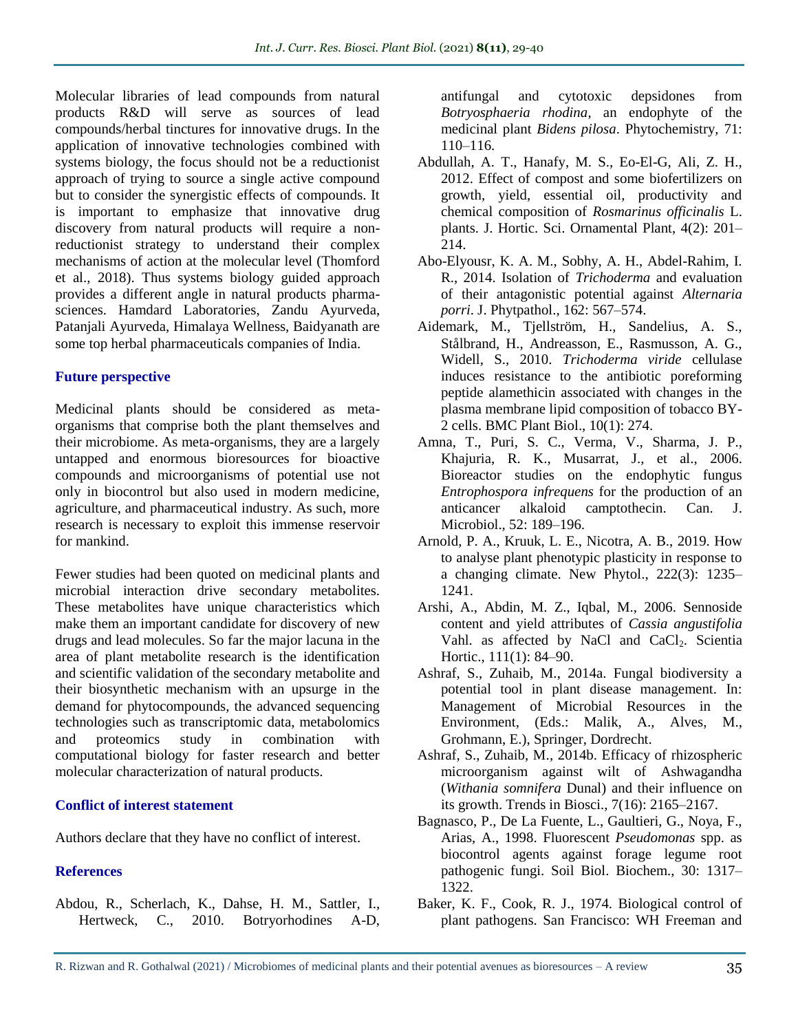Molecular libraries of lead compounds from natural products R&D will serve as sources of lead compounds/herbal tinctures for innovative drugs. In the application of innovative technologies combined with systems biology, the focus should not be a reductionist approach of trying to source a single active compound but to consider the synergistic effects of compounds. It is important to emphasize that innovative drug discovery from natural products will require a non-reductionist strategy to understand their complex mechanisms of action at the molecular level (Thomford et al., 2018). Thus systems biology guided approach provides a different angle in natural products pharma-sciences. Hamdard Laboratories, Zandu Ayurveda, Patanjali Ayurveda, Himalaya Wellness, Baidyanath are some top herbal pharmaceuticals companies of India.

## Future perspective

Medicinal plants should be considered as meta-organisms that comprise both the plant themselves and their microbiome. As meta-organisms, they are a largely untapped and enormous bioresources for bioactive compounds and microorganisms of potential use not only in biocontrol but also used in modern medicine, agriculture, and pharmaceutical industry. As such, more research is necessary to exploit this immense reservoir for mankind.

Fewer studies had been quoted on medicinal plants and microbial interaction drive secondary metabolites. These metabolites have unique characteristics which make them an important candidate for discovery of new drugs and lead molecules. So far the major lacuna in the area of plant metabolite research is the identification and scientific validation of the secondary metabolite and their biosynthetic mechanism with an upsurge in the demand for phytocompounds, the advanced sequencing technologies such as transcriptomic data, metabolomics and proteomics study in combination with computational biology for faster research and better molecular characterization of natural products.

## Conflict of interest statement

Authors declare that they have no conflict of interest.

## References

Abdou, R., Scherlach, K., Dahse, H. M., Sattler, I., Hertweck, C., 2010. Botryorhodines A-D, antifungal and cytotoxic depsidones from *Botryosphaeria rhodina*, an endophyte of the medicinal plant *Bidens pilosa*. Phytochemistry, 71: 110–116.

Abdullah, A. T., Hanafy, M. S., Eo-El-G, Ali, Z. H., 2012. Effect of compost and some biofertilizers on growth, yield, essential oil, productivity and chemical composition of *Rosmarinus officinalis* L. plants. J. Hortic. Sci. Ornamental Plant, 4(2): 201–214.

Abo-Elyousr, K. A. M., Sobhy, A. H., Abdel-Rahim, I. R., 2014. Isolation of *Trichoderma* and evaluation of their antagonistic potential against *Alternaria porri*. J. Phytpathol., 162: 567–574.

Aidemark, M., Tjellström, H., Sandelius, A. S., Stålbrand, H., Andreasson, E., Rasmusson, A. G., Widell, S., 2010. *Trichoderma viride* cellulase induces resistance to the antibiotic poreforming peptide alamethicin associated with changes in the plasma membrane lipid composition of tobacco BY-2 cells. BMC Plant Biol., 10(1): 274.

Amna, T., Puri, S. C., Verma, V., Sharma, J. P., Khajuria, R. K., Musarrat, J., et al., 2006. Bioreactor studies on the endophytic fungus *Entrophospora infrequens* for the production of an anticancer alkaloid camptothecin. Can. J. Microbiol., 52: 189–196.

Arnold, P. A., Kruuk, L. E., Nicotra, A. B., 2019. How to analyse plant phenotypic plasticity in response to a changing climate. New Phytol., 222(3): 1235–1241.

Arshi, A., Abdin, M. Z., Iqbal, M., 2006. Sennoside content and yield attributes of *Cassia angustifolia* Vahl. as affected by NaCl and $CaCl_2$. Scientia Hortic., 111(1): 84–90.

Ashraf, S., Zuhaib, M., 2014a. Fungal biodiversity a potential tool in plant disease management. In: Management of Microbial Resources in the Environment, (Eds.: Malik, A., Alves, M., Grohmann, E.), Springer, Dordrecht.

Ashraf, S., Zuhaib, M., 2014b. Efficacy of rhizospheric microorganism against wilt of Ashwagandha (*Withania somnifera* Dunal) and their influence on its growth. Trends in Biosci., 7(16): 2165–2167.

Bagnasco, P., De La Fuente, L., Gaultieri, G., Noya, F., Arias, A., 1998. Fluorescent *Pseudomonas* spp. as biocontrol agents against forage legume root pathogenic fungi. Soil Biol. Biochem., 30: 1317–1322.

Baker, K. F., Cook, R. J., 1974. Biological control of plant pathogens. San Francisco: WH Freeman and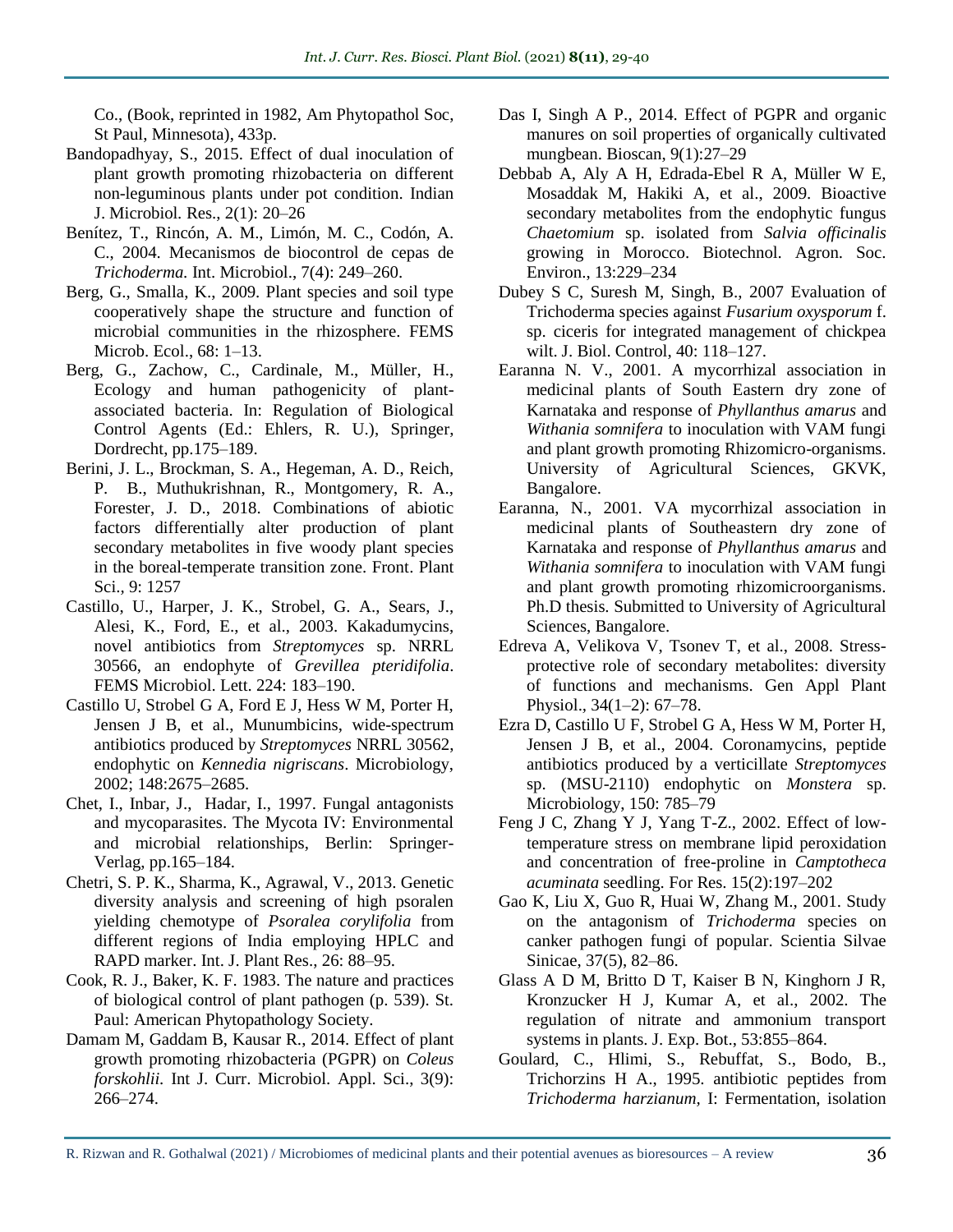Co., (Book, reprinted in 1982, Am Phytopathol Soc, St Paul, Minnesota), 433p.

Bandopadhyay, S., 2015. Effect of dual inoculation of plant growth promoting rhizobacteria on different non-leguminous plants under pot condition. Indian J. Microbiol. Res., 2(1): 20–26

Benítez, T., Rincón, A. M., Limón, M. C., Codón, A. C., 2004. Mecanismos de biocontrol de cepas de *Trichoderma.* Int. Microbiol., 7(4): 249–260.

Berg, G., Smalla, K., 2009. Plant species and soil type cooperatively shape the structure and function of microbial communities in the rhizosphere. FEMS Microb. Ecol., 68: 1–13.

Berg, G., Zachow, C., Cardinale, M., Müller, H., Ecology and human pathogenicity of plant-associated bacteria. In: Regulation of Biological Control Agents (Ed.: Ehlers, R. U.), Springer, Dordrecht, pp.175–189.

Berini, J. L., Brockman, S. A., Hegeman, A. D., Reich, P. B., Muthukrishnan, R., Montgomery, R. A., Forester, J. D., 2018. Combinations of abiotic factors differentially alter production of plant secondary metabolites in five woody plant species in the boreal-temperate transition zone. Front. Plant Sci., 9: 1257

Castillo, U., Harper, J. K., Strobel, G. A., Sears, J., Alesi, K., Ford, E., et al., 2003. Kakadumycins, novel antibiotics from *Streptomyces* sp. NRRL 30566, an endophyte of *Grevillea pteridifolia*. FEMS Microbiol. Lett. 224: 183–190.

Castillo U, Strobel G A, Ford E J, Hess W M, Porter H, Jensen J B, et al., Munumbicins, wide-spectrum antibiotics produced by *Streptomyces* NRRL 30562, endophytic on *Kennedia nigriscans*. Microbiology, 2002; 148:2675–2685.

Chet, I., Inbar, J., Hadar, I., 1997. Fungal antagonists and mycoparasites. The Mycota IV: Environmental and microbial relationships, Berlin: Springer-Verlag, pp.165–184.

Chetri, S. P. K., Sharma, K., Agrawal, V., 2013. Genetic diversity analysis and screening of high psoralen yielding chemotype of *Psoralea corylifolia* from different regions of India employing HPLC and RAPD marker. Int. J. Plant Res., 26: 88–95.

Cook, R. J., Baker, K. F. 1983. The nature and practices of biological control of plant pathogen (p. 539). St. Paul: American Phytopathology Society.

Damam M, Gaddam B, Kausar R., 2014. Effect of plant growth promoting rhizobacteria (PGPR) on *Coleus forskohlii.* Int J. Curr. Microbiol. Appl. Sci., 3(9): 266–274.

Das I, Singh A P., 2014. Effect of PGPR and organic manures on soil properties of organically cultivated mungbean. Bioscan, 9(1):27–29

Debbab A, Aly A H, Edrada-Ebel R A, Müller W E, Mosaddak M, Hakiki A, et al., 2009. Bioactive secondary metabolites from the endophytic fungus *Chaetomium* sp. isolated from *Salvia officinalis* growing in Morocco. Biotechnol. Agron. Soc. Environ., 13:229–234

Dubey S C, Suresh M, Singh, B., 2007 Evaluation of Trichoderma species against *Fusarium oxysporum* f. sp. ciceris for integrated management of chickpea wilt. J. Biol. Control, 40: 118–127.

Earanna N. V., 2001. A mycorrhizal association in medicinal plants of South Eastern dry zone of Karnataka and response of *Phyllanthus amarus* and *Withania somnifera* to inoculation with VAM fungi and plant growth promoting Rhizomicro-organisms. University of Agricultural Sciences, GKVK, Bangalore.

Earanna, N., 2001. VA mycorrhizal association in medicinal plants of Southeastern dry zone of Karnataka and response of *Phyllanthus amarus* and *Withania somnifera* to inoculation with VAM fungi and plant growth promoting rhizomicroorganisms. Ph.D thesis. Submitted to University of Agricultural Sciences, Bangalore.

Edreva A, Velikova V, Tsonev T, et al., 2008. Stress-protective role of secondary metabolites: diversity of functions and mechanisms. Gen Appl Plant Physiol., 34(1–2): 67–78.

Ezra D, Castillo U F, Strobel G A, Hess W M, Porter H, Jensen J B, et al., 2004. Coronamycins, peptide antibiotics produced by a verticillate *Streptomyces* sp. (MSU-2110) endophytic on *Monstera* sp. Microbiology, 150: 785–79

Feng J C, Zhang Y J, Yang T-Z., 2002. Effect of low-temperature stress on membrane lipid peroxidation and concentration of free-proline in *Camptotheca acuminata* seedling. For Res. 15(2):197–202

Gao K, Liu X, Guo R, Huai W, Zhang M., 2001. Study on the antagonism of *Trichoderma* species on canker pathogen fungi of popular. Scientia Silvae Sinicae, 37(5), 82–86.

Glass A D M, Britto D T, Kaiser B N, Kinghorn J R, Kronzucker H J, Kumar A, et al., 2002. The regulation of nitrate and ammonium transport systems in plants. J. Exp. Bot., 53:855–864.

Goulard, C., Hlimi, S., Rebuffat, S., Bodo, B., Trichorzins H A., 1995. antibiotic peptides from *Trichoderma harzianum*, I: Fermentation, isolation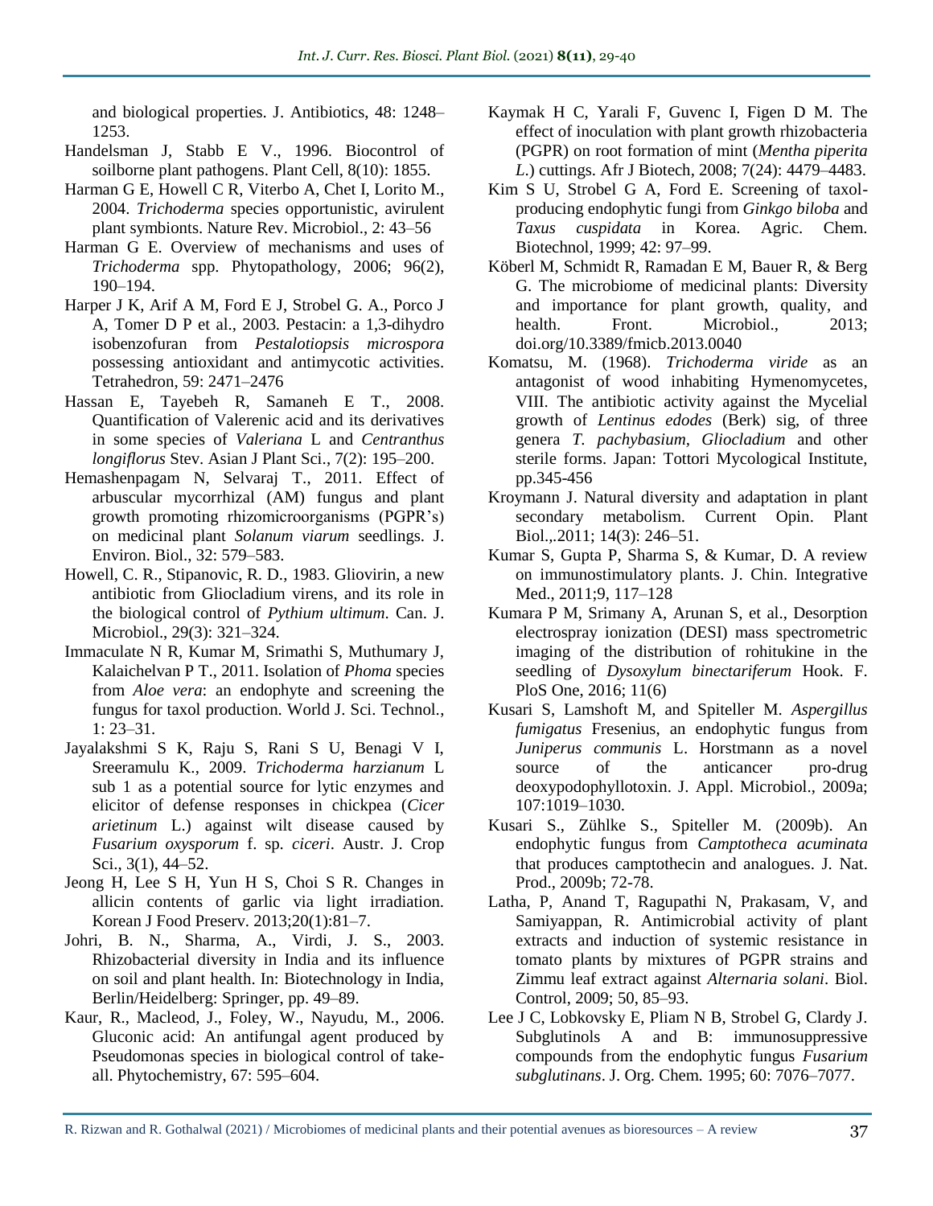and biological properties. J. Antibiotics, 48: 1248–1253.

Handelsman J, Stabb E V., 1996. Biocontrol of soilborne plant pathogens. Plant Cell, 8(10): 1855.

Harman G E, Howell C R, Viterbo A, Chet I, Lorito M., 2004. *Trichoderma* species opportunistic, avirulent plant symbionts. Nature Rev. Microbiol., 2: 43–56

Harman G E. Overview of mechanisms and uses of *Trichoderma* spp. Phytopathology, 2006; 96(2), 190–194.

Harper J K, Arif A M, Ford E J, Strobel G. A., Porco J A, Tomer D P et al., 2003. Pestacin: a 1,3-dihydro isobenzofuran from *Pestalotiopsis microspora* possessing antioxidant and antimycotic activities. Tetrahedron, 59: 2471–2476

Hassan E, Tayebeh R, Samaneh E T., 2008. Quantification of Valerenic acid and its derivatives in some species of *Valeriana* L and *Centranthus longiflorus* Stev. Asian J Plant Sci., 7(2): 195–200.

Hemashenpagam N, Selvaraj T., 2011. Effect of arbuscular mycorrhizal (AM) fungus and plant growth promoting rhizomicroorganisms (PGPR's) on medicinal plant *Solanum viarum* seedlings. J. Environ. Biol., 32: 579–583.

Howell, C. R., Stipanovic, R. D., 1983. Gliovirin, a new antibiotic from Gliocladium virens, and its role in the biological control of *Pythium ultimum*. Can. J. Microbiol., 29(3): 321–324.

Immaculate N R, Kumar M, Srimathi S, Muthumary J, Kalaichelvan P T., 2011. Isolation of *Phoma* species from *Aloe vera*: an endophyte and screening the fungus for taxol production. World J. Sci. Technol., 1: 23–31.

Jayalakshmi S K, Raju S, Rani S U, Benagi V I, Sreeramulu K., 2009. *Trichoderma harzianum* L sub 1 as a potential source for lytic enzymes and elicitor of defense responses in chickpea (*Cicer arietinum* L.) against wilt disease caused by *Fusarium oxysporum* f. sp. *ciceri*. Austr. J. Crop Sci., 3(1), 44–52.

Jeong H, Lee S H, Yun H S, Choi S R. Changes in allicin contents of garlic via light irradiation. Korean J Food Preserv. 2013;20(1):81–7.

Johri, B. N., Sharma, A., Virdi, J. S., 2003. Rhizobacterial diversity in India and its influence on soil and plant health. In: Biotechnology in India, Berlin/Heidelberg: Springer, pp. 49–89.

Kaur, R., Macleod, J., Foley, W., Nayudu, M., 2006. Gluconic acid: An antifungal agent produced by Pseudomonas species in biological control of take-all. Phytochemistry, 67: 595–604.

Kaymak H C, Yarali F, Guvenc I, Figen D M. The effect of inoculation with plant growth rhizobacteria (PGPR) on root formation of mint (*Mentha piperita L*.) cuttings. Afr J Biotech, 2008; 7(24): 4479–4483.

Kim S U, Strobel G A, Ford E. Screening of taxol-producing endophytic fungi from *Ginkgo biloba* and *Taxus cuspidata* in Korea. Agric. Chem. Biotechnol, 1999; 42: 97–99.

Köberl M, Schmidt R, Ramadan E M, Bauer R, & Berg G. The microbiome of medicinal plants: Diversity and importance for plant growth, quality, and health. Front. Microbiol., 2013; doi.org/10.3389/fmicb.2013.0040

Komatsu, M. (1968). *Trichoderma viride* as an antagonist of wood inhabiting Hymenomycetes, VIII. The antibiotic activity against the Mycelial growth of *Lentinus edodes* (Berk) sig, of three genera *T. pachybasium*, *Gliocladium* and other sterile forms. Japan: Tottori Mycological Institute, pp.345-456

Kroymann J. Natural diversity and adaptation in plant secondary metabolism. Current Opin. Plant Biol.,.2011; 14(3): 246–51.

Kumar S, Gupta P, Sharma S, & Kumar, D. A review on immunostimulatory plants. J. Chin. Integrative Med., 2011;9, 117–128

Kumara P M, Srimany A, Arunan S, et al., Desorption electrospray ionization (DESI) mass spectrometric imaging of the distribution of rohitukine in the seedling of *Dysoxylum binectariferum* Hook. F. PloS One, 2016; 11(6)

Kusari S, Lamshoft M, and Spiteller M. *Aspergillus fumigatus* Fresenius, an endophytic fungus from *Juniperus communis* L. Horstmann as a novel source of the anticancer pro-drug deoxypodophyllotoxin. J. Appl. Microbiol., 2009a; 107:1019–1030.

Kusari S., Zühlke S., Spiteller M. (2009b). An endophytic fungus from *Camptotheca acuminata* that produces camptothecin and analogues. J. Nat. Prod., 2009b; 72-78.

Latha, P, Anand T, Ragupathi N, Prakasam, V, and Samiyappan, R. Antimicrobial activity of plant extracts and induction of systemic resistance in tomato plants by mixtures of PGPR strains and Zimmu leaf extract against *Alternaria solani*. Biol. Control, 2009; 50, 85–93.

Lee J C, Lobkovsky E, Pliam N B, Strobel G, Clardy J. Subglutinols A and B: immunosuppressive compounds from the endophytic fungus *Fusarium subglutinans*. J. Org. Chem. 1995; 60: 7076–7077.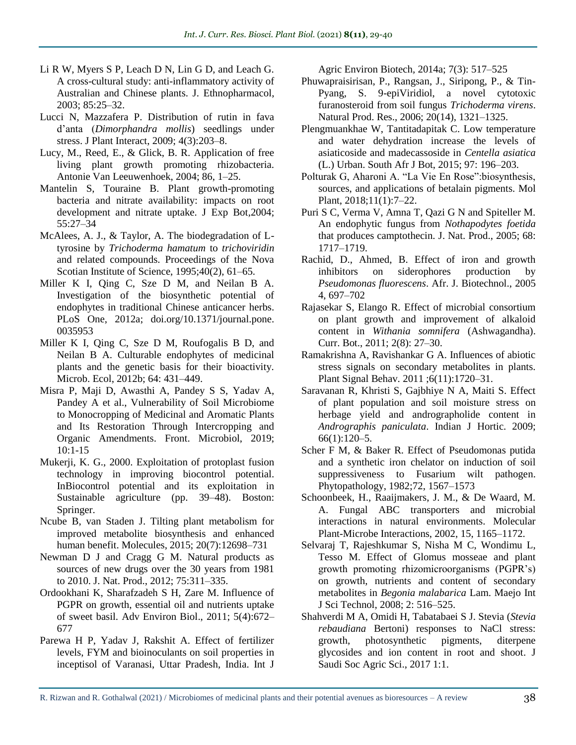Li R W, Myers S P, Leach D N, Lin G D, and Leach G. A cross-cultural study: anti-inflammatory activity of Australian and Chinese plants. J. Ethnopharmacol, 2003; 85:25–32.

Lucci N, Mazzafera P. Distribution of rutin in fava d'anta (*Dimorphandra mollis*) seedlings under stress. J Plant Interact, 2009; 4(3):203–8.

Lucy, M., Reed, E., & Glick, B. R. Application of free living plant growth promoting rhizobacteria. Antonie Van Leeuwenhoek, 2004; 86, 1–25.

Mantelin S, Touraine B. Plant growth-promoting bacteria and nitrate availability: impacts on root development and nitrate uptake. J Exp Bot,2004; 55:27–34

McAlees, A. J., & Taylor, A. The biodegradation of L-tyrosine by *Trichoderma hamatum* to *trichoviridin* and related compounds. Proceedings of the Nova Scotian Institute of Science, 1995;40(2), 61–65.

Miller K I, Qing C, Sze D M, and Neilan B A. Investigation of the biosynthetic potential of endophytes in traditional Chinese anticancer herbs. PLoS One, 2012a; doi.org/10.1371/journal.pone.0035953

Miller K I, Qing C, Sze D M, Roufogalis B D, and Neilan B A. Culturable endophytes of medicinal plants and the genetic basis for their bioactivity. Microb. Ecol, 2012b; 64: 431–449.

Misra P, Maji D, Awasthi A, Pandey S S, Yadav A, Pandey A et al., Vulnerability of Soil Microbiome to Monocropping of Medicinal and Aromatic Plants and Its Restoration Through Intercropping and Organic Amendments. Front. Microbiol, 2019; 10:1-15

Mukerji, K. G., 2000. Exploitation of protoplast fusion technology in improving biocontrol potential. InBiocontrol potential and its exploitation in Sustainable agriculture (pp. 39–48). Boston: Springer.

Ncube B, van Staden J. Tilting plant metabolism for improved metabolite biosynthesis and enhanced human benefit. Molecules, 2015; 20(7):12698–731

Newman D J and Cragg G M. Natural products as sources of new drugs over the 30 years from 1981 to 2010. J. Nat. Prod., 2012; 75:311–335.

Ordookhani K, Sharafzadeh S H, Zare M. Influence of PGPR on growth, essential oil and nutrients uptake of sweet basil. Adv Environ Biol., 2011; 5(4):672–677

Parewa H P, Yadav J, Rakshit A. Effect of fertilizer levels, FYM and bioinoculants on soil properties in inceptisol of Varanasi, Uttar Pradesh, India. Int J Agric Environ Biotech, 2014a; 7(3): 517–525

Phuwapraisirisan, P., Rangsan, J., Siripong, P., & Tin-Pyang, S. 9-epiViridiol, a novel cytotoxic furanosteroid from soil fungus *Trichoderma virens*. Natural Prod. Res., 2006; 20(14), 1321–1325.

Plengmuankhae W, Tantitadapitak C. Low temperature and water dehydration increase the levels of asiaticoside and madecassoside in *Centella asiatica* (L.) Urban. South Afr J Bot, 2015; 97: 196–203.

Polturak G, Aharoni A. "La Vie En Rose":biosynthesis, sources, and applications of betalain pigments. Mol Plant, 2018;11(1):7–22.

Puri S C, Verma V, Amna T, Qazi G N and Spiteller M. An endophytic fungus from *Nothapodytes foetida* that produces camptothecin. J. Nat. Prod., 2005; 68: 1717–1719.

Rachid, D., Ahmed, B. Effect of iron and growth inhibitors on siderophores production by *Pseudomonas fluorescens*. Afr. J. Biotechnol., 2005 4, 697–702

Rajasekar S, Elango R. Effect of microbial consortium on plant growth and improvement of alkaloid content in *Withania somnifera* (Ashwagandha). Curr. Bot., 2011; 2(8): 27–30.

Ramakrishna A, Ravishankar G A. Influences of abiotic stress signals on secondary metabolites in plants. Plant Signal Behav. 2011 ;6(11):1720–31.

Saravanan R, Khristi S, Gajbhiye N A, Maiti S. Effect of plant population and soil moisture stress on herbage yield and andrographolide content in *Andrographis paniculata*. Indian J Hortic. 2009; 66(1):120–5.

Scher F M, & Baker R. Effect of Pseudomonas putida and a synthetic iron chelator on induction of soil suppressiveness to Fusarium wilt pathogen. Phytopathology, 1982;72, 1567–1573

Schoonbeek, H., Raaijmakers, J. M., & De Waard, M. A. Fungal ABC transporters and microbial interactions in natural environments. Molecular Plant-Microbe Interactions, 2002, 15, 1165–1172.

Selvaraj T, Rajeshkumar S, Nisha M C, Wondimu L, Tesso M. Effect of Glomus mosseae and plant growth promoting rhizomicroorganisms (PGPR's) on growth, nutrients and content of secondary metabolites in *Begonia malabarica* Lam. Maejo Int J Sci Technol, 2008; 2: 516–525.

Shahverdi M A, Omidi H, Tabatabaei S J. Stevia (*Stevia rebaudiana* Bertoni) responses to NaCl stress: growth, photosynthetic pigments, diterpene glycosides and ion content in root and shoot. J Saudi Soc Agric Sci., 2017 1:1.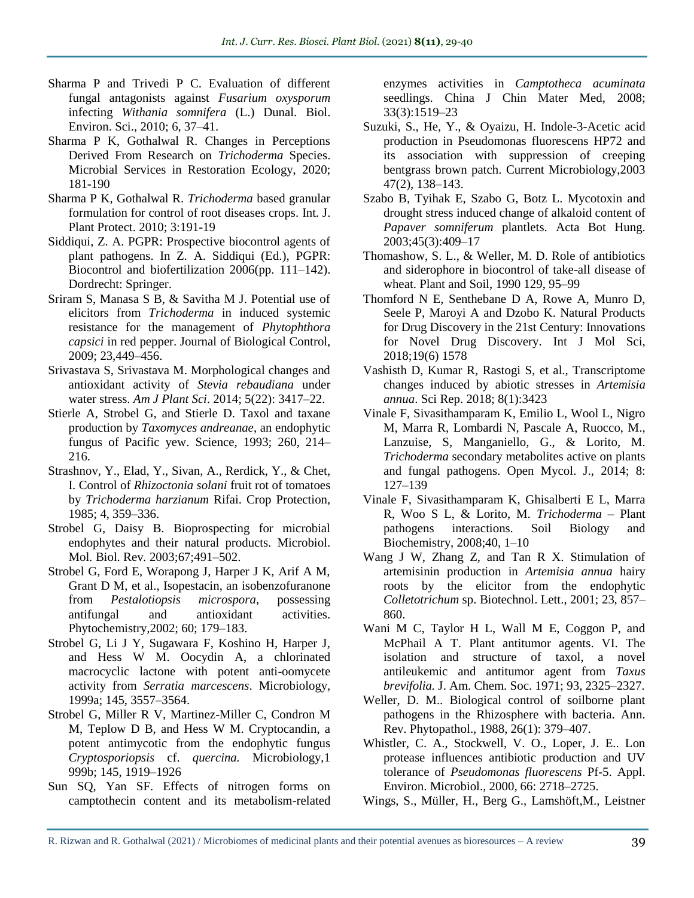Sharma P and Trivedi P C. Evaluation of different fungal antagonists against *Fusarium oxysporum* infecting *Withania somnifera* (L.) Dunal. Biol. Environ. Sci., 2010; 6, 37–41.

Sharma P K, Gothalwal R. Changes in Perceptions Derived From Research on *Trichoderma* Species. Microbial Services in Restoration Ecology, 2020; 181-190

Sharma P K, Gothalwal R. *Trichoderma* based granular formulation for control of root diseases crops. Int. J. Plant Protect. 2010; 3:191-19

Siddiqui, Z. A. PGPR: Prospective biocontrol agents of plant pathogens. In Z. A. Siddiqui (Ed.), PGPR: Biocontrol and biofertilization 2006(pp. 111–142). Dordrecht: Springer.

Sriram S, Manasa S B, & Savitha M J. Potential use of elicitors from *Trichoderma* in induced systemic resistance for the management of *Phytophthora capsici* in red pepper. Journal of Biological Control, 2009; 23,449–456.

Srivastava S, Srivastava M. Morphological changes and antioxidant activity of *Stevia rebaudiana* under water stress. *Am J Plant Sci*. 2014; 5(22): 3417–22.

Stierle A, Strobel G, and Stierle D. Taxol and taxane production by *Taxomyces andreanae*, an endophytic fungus of Pacific yew. Science, 1993; 260, 214–216.

Strashnov, Y., Elad, Y., Sivan, A., Rerdick, Y., & Chet, I. Control of *Rhizoctonia solani* fruit rot of tomatoes by *Trichoderma harzianum* Rifai. Crop Protection, 1985; 4, 359–336.

Strobel G, Daisy B. Bioprospecting for microbial endophytes and their natural products. Microbiol. Mol. Biol. Rev. 2003;67;491–502.

Strobel G, Ford E, Worapong J, Harper J K, Arif A M, Grant D M, et al., Isopestacin, an isobenzofuranone from *Pestalotiopsis microspora*, possessing antifungal and antioxidant activities. Phytochemistry,2002; 60; 179–183.

Strobel G, Li J Y, Sugawara F, Koshino H, Harper J, and Hess W M. Oocydin A, a chlorinated macrocyclic lactone with potent anti-oomycete activity from *Serratia marcescens*. Microbiology, 1999a; 145, 3557–3564.

Strobel G, Miller R V, Martinez-Miller C, Condron M M, Teplow D B, and Hess W M. Cryptocandin, a potent antimycotic from the endophytic fungus *Cryptosporiopsis* cf. *quercina.* Microbiology,1 999b; 145, 1919–1926

Sun SQ, Yan SF. Effects of nitrogen forms on camptothecin content and its metabolism-related enzymes activities in *Camptotheca acuminata* seedlings. China J Chin Mater Med, 2008; 33(3):1519–23

Suzuki, S., He, Y., & Oyaizu, H. Indole-3-Acetic acid production in Pseudomonas fluorescens HP72 and its association with suppression of creeping bentgrass brown patch. Current Microbiology,2003 47(2), 138–143.

Szabo B, Tyihak E, Szabo G, Botz L. Mycotoxin and drought stress induced change of alkaloid content of *Papaver somniferum* plantlets. Acta Bot Hung. 2003;45(3):409–17

Thomashow, S. L., & Weller, M. D. Role of antibiotics and siderophore in biocontrol of take-all disease of wheat. Plant and Soil, 1990 129, 95–99

Thomford N E, Senthebane D A, Rowe A, Munro D, Seele P, Maroyi A and Dzobo K. Natural Products for Drug Discovery in the 21st Century: Innovations for Novel Drug Discovery. Int J Mol Sci, 2018;19(6) 1578

Vashisth D, Kumar R, Rastogi S, et al., Transcriptome changes induced by abiotic stresses in *Artemisia annua*. Sci Rep. 2018; 8(1):3423

Vinale F, Sivasithamparam K, Emilio L, Wool L, Nigro M, Marra R, Lombardi N, Pascale A, Ruocco, M., Lanzuise, S, Manganiello, G., & Lorito, M. *Trichoderma* secondary metabolites active on plants and fungal pathogens. Open Mycol. J., 2014; 8: 127–139

Vinale F, Sivasithamparam K, Ghisalberti E L, Marra R, Woo S L, & Lorito, M. *Trichoderma* – Plant pathogens interactions. Soil Biology and Biochemistry, 2008;40, 1–10

Wang J W, Zhang Z, and Tan R X. Stimulation of artemisinin production in *Artemisia annua* hairy roots by the elicitor from the endophytic *Colletotrichum* sp. Biotechnol. Lett., 2001; 23, 857–860.

Wani M C, Taylor H L, Wall M E, Coggon P, and McPhail A T. Plant antitumor agents. VI. The isolation and structure of taxol, a novel antileukemic and antitumor agent from *Taxus brevifolia.* J. Am. Chem. Soc. 1971; 93, 2325–2327.

Weller, D. M.. Biological control of soilborne plant pathogens in the Rhizosphere with bacteria. Ann. Rev. Phytopathol., 1988, 26(1): 379–407.

Whistler, C. A., Stockwell, V. O., Loper, J. E.. Lon protease influences antibiotic production and UV tolerance of *Pseudomonas fluorescens* Pf-5. Appl. Environ. Microbiol., 2000, 66: 2718–2725.

Wings, S., Müller, H., Berg G., Lamshöft,M., Leistner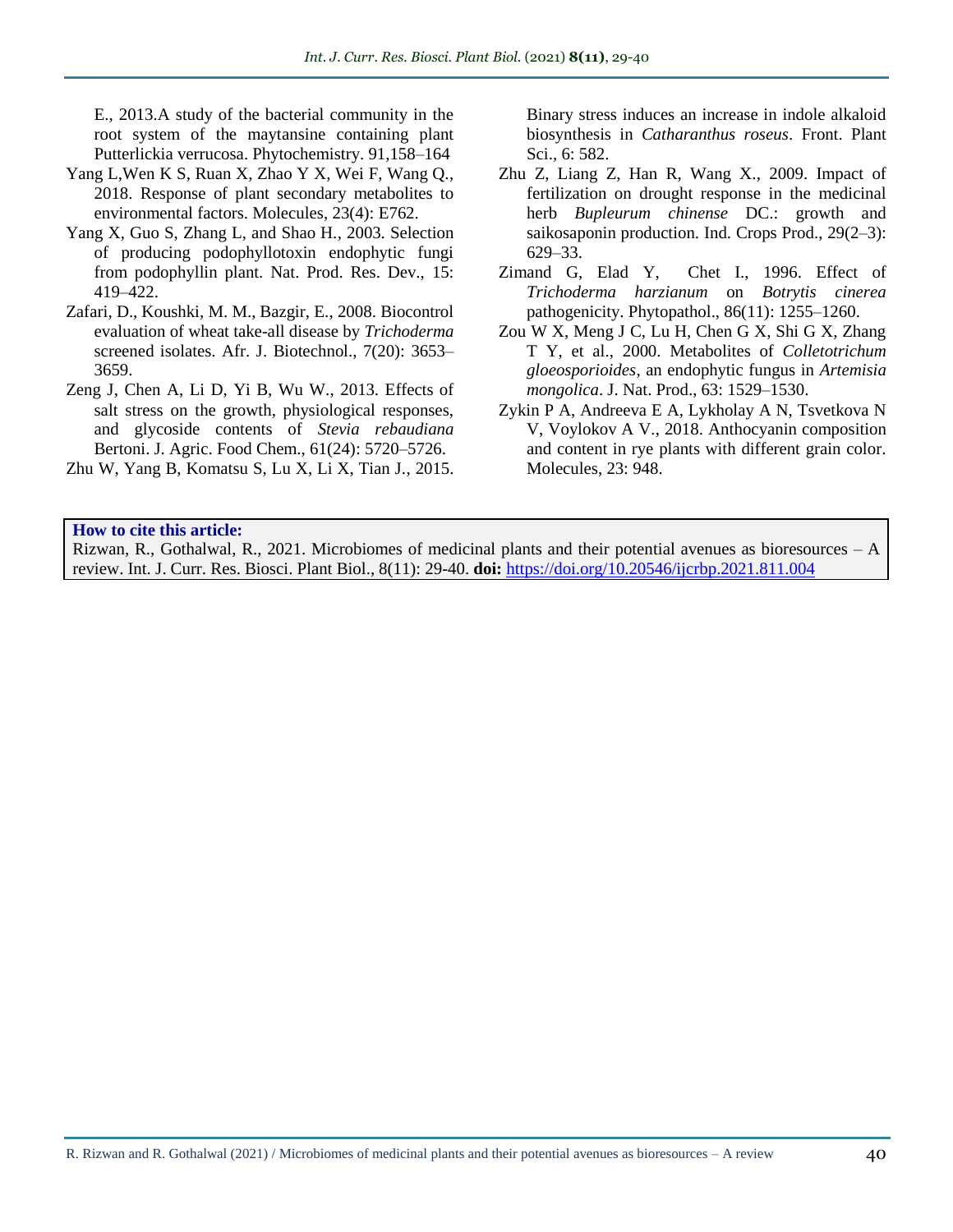E., 2013.A study of the bacterial community in the root system of the maytansine containing plant Putterlickia verrucosa. Phytochemistry. 91,158–164

Yang L,Wen K S, Ruan X, Zhao Y X, Wei F, Wang Q., 2018. Response of plant secondary metabolites to environmental factors. Molecules, 23(4): E762.

Yang X, Guo S, Zhang L, and Shao H., 2003. Selection of producing podophyllotoxin endophytic fungi from podophyllin plant. Nat. Prod. Res. Dev., 15: 419–422.

Zafari, D., Koushki, M. M., Bazgir, E., 2008. Biocontrol evaluation of wheat take-all disease by *Trichoderma* screened isolates. Afr. J. Biotechnol., 7(20): 3653–3659.

Zeng J, Chen A, Li D, Yi B, Wu W., 2013. Effects of salt stress on the growth, physiological responses, and glycoside contents of *Stevia rebaudiana* Bertoni. J. Agric. Food Chem., 61(24): 5720–5726.

Zhu W, Yang B, Komatsu S, Lu X, Li X, Tian J., 2015. Binary stress induces an increase in indole alkaloid biosynthesis in *Catharanthus roseus*. Front. Plant Sci., 6: 582.

Zhu Z, Liang Z, Han R, Wang X., 2009. Impact of fertilization on drought response in the medicinal herb *Bupleurum chinense* DC.: growth and saikosaponin production. Ind. Crops Prod., 29(2–3): 629–33.

Zimand G, Elad Y, Chet I., 1996. Effect of *Trichoderma harzianum* on *Botrytis cinerea* pathogenicity. Phytopathol., 86(11): 1255–1260.

Zou W X, Meng J C, Lu H, Chen G X, Shi G X, Zhang T Y, et al., 2000. Metabolites of *Colletotrichum gloeosporioides*, an endophytic fungus in *Artemisia mongolica*. J. Nat. Prod., 63: 1529–1530.

Zykin P A, Andreeva E A, Lykholay A N, Tsvetkova N V, Voylokov A V., 2018. Anthocyanin composition and content in rye plants with different grain color. Molecules, 23: 948.

**How to cite this article:**

Rizwan, R., Gothalwal, R., 2021. Microbiomes of medicinal plants and their potential avenues as bioresources – A review. Int. J. Curr. Res. Biosci. Plant Biol., 8(11): 29-40. **doi:** https://doi.org/10.20546/ijcrbp.2021.811.004